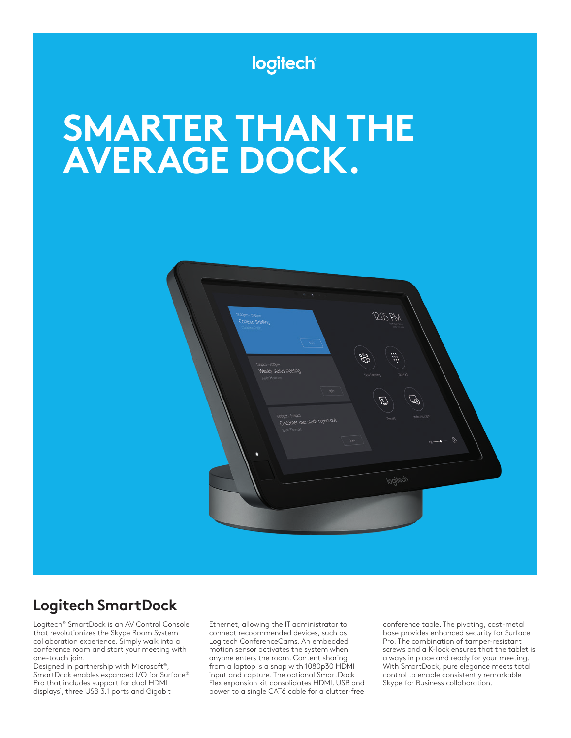logitech

# SMARTER THAN THE AVERAGE DOCK.

## Logitech SmartDock

Logitech® SmartDock is an AV Control Console that revolutionizes the Skype Room System collaboration experience. Simply walk into a conference room and start your meeting with one-touch join.
Designed in partnership with Microsoft®, SmartDock enables expanded I/O for Surface® Pro that includes support for dual HDMI displays[1], three USB 3.1 ports and Gigabit Ethernet, allowing the IT administrator to connect recoommended devices, such as Logitech ConferenceCams. An embedded motion sensor activates the system when anyone enters the room. Content sharing from a laptop is a snap with 1080p30 HDMI input and capture. The optional SmartDock Flex expansion kit consolidates HDMI, USB and power to a single CAT6 cable for a clutter-free conference table. The pivoting, cast-metal base provides enhanced security for Surface Pro. The combination of tamper-resistant screws and a K-lock ensures that the tablet is always in place and ready for your meeting. With SmartDock, pure elegance meets total control to enable consistently remarkable Skype for Business collaboration.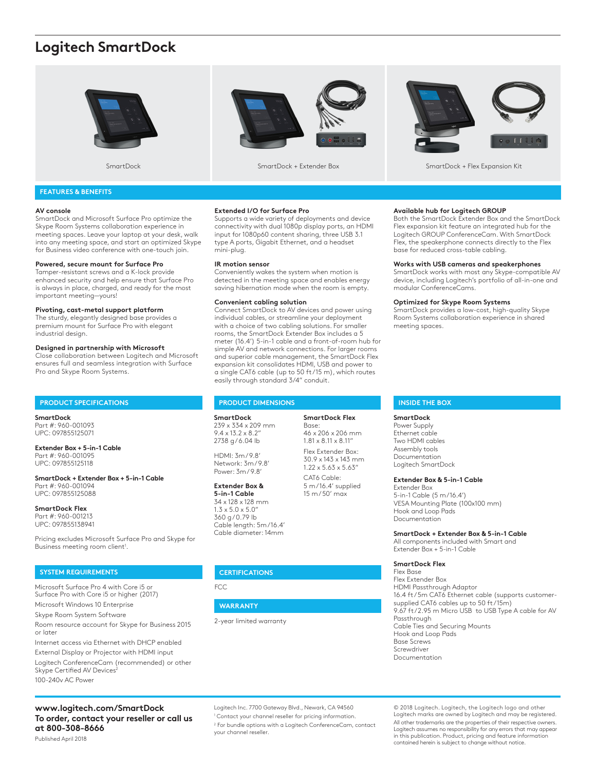# Logitech SmartDock

SmartDock

SmartDock + Extender Box

SmartDock + Flex Expansion Kit

## FEATURES & BENEFITS

**AV console**
SmartDock and Microsoft Surface Pro optimize the Skype Room Systems collaboration experience in meeting spaces. Leave your laptop at your desk, walk into any meeting space, and start an optimized Skype for Business video conference with one-touch join.

**Powered, secure mount for Surface Pro**
Tamper-resistant screws and a K-lock provide enhanced security and help ensure that Surface Pro is always in place, charged, and ready for the most important meeting—yours!

**Pivoting, cast-metal support platform**
The sturdy, elegantly designed base provides a premium mount for Surface Pro with elegant industrial design.

**Designed in partnership with Microsoft**
Close collaboration between Logitech and Microsoft ensures full and seamless integration with Surface Pro and Skype Room Systems.

**Extended I/O for Surface Pro**
Supports a wide variety of deployments and device connectivity with dual 1080p display ports, an HDMI input for 1080p60 content sharing, three USB 3.1 type A ports, Gigabit Ethernet, and a headset mini-plug.

**IR motion sensor**
Conveniently wakes the system when motion is detected in the meeting space and enables energy saving hibernation mode when the room is empty.

**Convenient cabling solution**
Connect SmartDock to AV devices and power using individual cables, or streamline your deployment with a choice of two cabling solutions. For smaller rooms, the SmartDock Extender Box includes a 5 meter (16.4') 5-in-1 cable and a front-of-room hub for simple AV and network connections. For larger rooms and superior cable management, the SmartDock Flex expansion kit consolidates HDMI, USB and power to a single CAT6 cable (up to 50 ft/15 m), which routes easily through standard 3/4" conduit.

**Available hub for Logitech GROUP**
Both the SmartDock Extender Box and the SmartDock Flex expansion kit feature an integrated hub for the Logitech GROUP ConferenceCam. With SmartDock Flex, the speakerphone connects directly to the Flex base for reduced cross-table cabling.

**Works with USB cameras and speakerphones**
SmartDock works with most any Skype-compatible AV device, including Logitech's portfolio of all-in-one and modular ConferenceCams.

**Optimized for Skype Room Systems**
SmartDock provides a low-cost, high-quality Skype Room Systems collaboration experience in shared meeting spaces.

## PRODUCT SPECIFICATIONS

**SmartDock**
Part #: 960-001093
UPC: 097855125071

**Extender Box + 5-in-1 Cable**
Part #: 960-001095
UPC: 097855125118

**SmartDock + Extender Box + 5-in-1 Cable**
Part #: 960-001094
UPC: 097855125088

**SmartDock Flex**
Part #: 960-001213
UPC: 097855138941

Pricing excludes Microsoft Surface Pro and Skype for Business meeting room client[1].

## SYSTEM REQUIREMENTS

Microsoft Surface Pro 4 with Core i5 or Surface Pro with Core i5 or higher (2017)

Microsoft Windows 10 Enterprise

Skype Room System Software

Room resource account for Skype for Business 2015 or later

Internet access via Ethernet with DHCP enabled

External Display or Projector with HDMI input

Logitech ConferenceCam (recommended) or other Skype Certified AV Devices[2]

100-240v AC Power

## PRODUCT DIMENSIONS

**SmartDock**
239 x 334 x 209 mm
9.4 x 13.2 x 8.2"
2738 g/6.04 lb

HDMI: 3m/9.8'
Network: 3m/9.8'
Power: 3m/9.8'

**Extender Box & 5-in-1 Cable**
34 x 128 x 128 mm
1.3 x 5.0 x 5.0"
360 g/0.79 lb
Cable length: 5m/16.4'
Cable diameter: 14mm

**SmartDock Flex**
Base:
46 x 206 x 206 mm
1.81 x 8.11 x 8.11"

Flex Extender Box:
30.9 x 143 x 143 mm
1.22 x 5.63 x 5.63"

CAT6 Cable:
5 m/16.4' supplied
15 m/50' max

## CERTIFICATIONS

FCC

## WARRANTY

2-year limited warranty

## INSIDE THE BOX

**SmartDock**
Power Supply
Ethernet cable
Two HDMI cables
Assembly tools
Documentation
Logitech SmartDock

**Extender Box & 5-in-1 Cable**
Extender Box
5-in-1 Cable (5 m/16.4')
VESA Mounting Plate (100x100 mm)
Hook and Loop Pads
Documentation

**SmartDock + Extender Box & 5-in-1 Cable**
All components included with Smart and Extender Box + 5-in-1 Cable

**SmartDock Flex**
Flex Base
Flex Extender Box
HDMI Passthrough Adaptor
16.4 ft/5m CAT6 Ethernet cable (supports customer-supplied CAT6 cables up to 50 ft/15m)
9.67 ft/2.95 m Micro USB to USB Type A cable for AV Passthrough
Cable Ties and Securing Mounts
Hook and Loop Pads
Base Screws
Screwdriver
Documentation

**www.logitech.com/SmartDock**
**To order, contact your reseller or call us at 800-308-8666**
Published April 2018

Logitech Inc. 7700 Gateway Blvd., Newark, CA 94560
[1] Contact your channel reseller for pricing information.
[2] For bundle options with a Logitech ConferenceCam, contact your channel reseller.

© 2018 Logitech. Logitech, the Logitech logo and other Logitech marks are owned by Logitech and may be registered. All other trademarks are the properties of their respective owners. Logitech assumes no responsibility for any errors that may appear in this publication. Product, pricing and feature information contained herein is subject to change without notice.